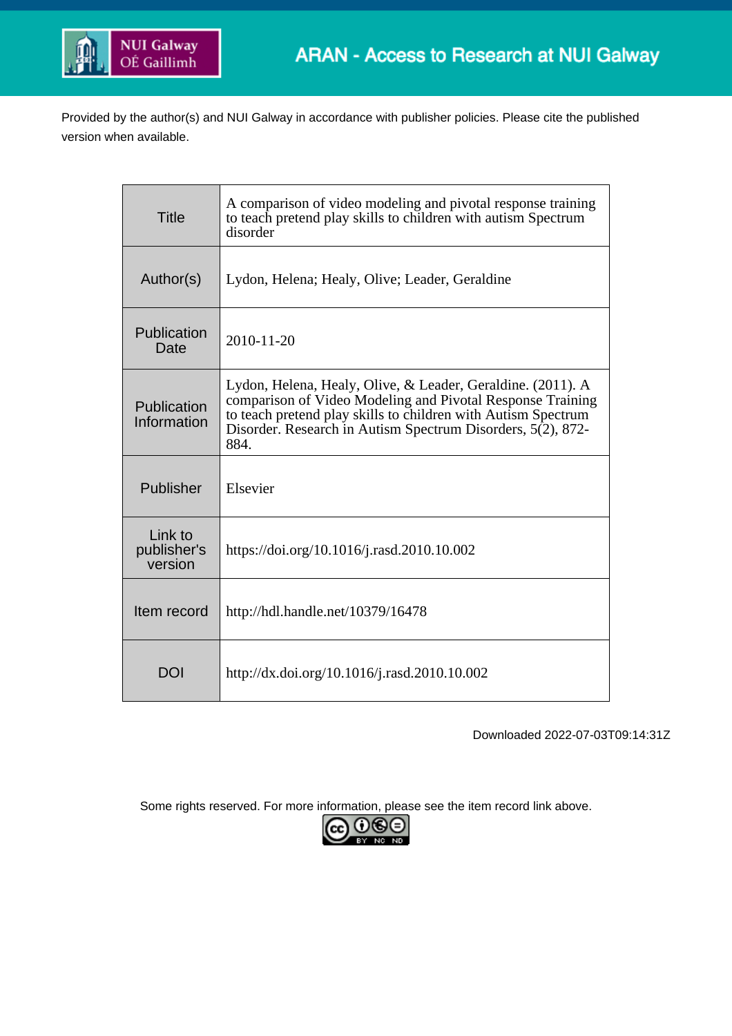ARAN - Access to Research at NUI Galway

Provided by the author(s) and NUI Galway in accordance with publisher policies. Please cite the published version when available.

| | |
|---|---|
| Title | A comparison of video modeling and pivotal response training to teach pretend play skills to children with autism Spectrum disorder |
| Author(s) | Lydon, Helena; Healy, Olive; Leader, Geraldine |
| Publication Date | 2010-11-20 |
| Publication Information | Lydon, Helena, Healy, Olive, & Leader, Geraldine. (2011). A comparison of Video Modeling and Pivotal Response Training to teach pretend play skills to children with Autism Spectrum Disorder. Research in Autism Spectrum Disorders, 5(2), 872-884. |
| Publisher | Elsevier |
| Link to publisher's version | https://doi.org/10.1016/j.rasd.2010.10.002 |
| Item record | http://hdl.handle.net/10379/16478 |
| DOI | http://dx.doi.org/10.1016/j.rasd.2010.10.002 |

Downloaded 2022-07-03T09:14:31Z

Some rights reserved. For more information, please see the item record link above.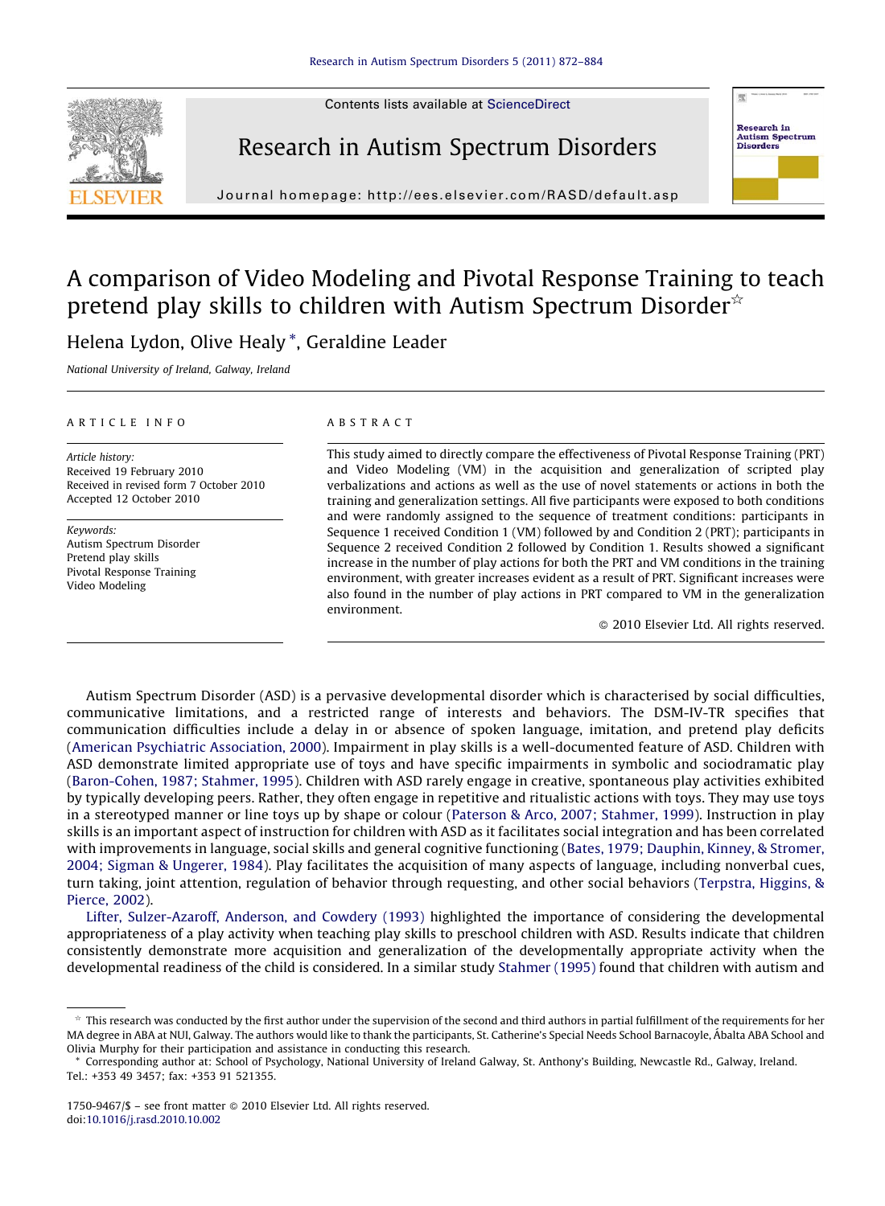# A comparison of Video Modeling and Pivotal Response Training to teach pretend play skills to children with Autism Spectrum Disorder ☆

Helena Lydon, Olive Healy *, Geraldine Leader

*National University of Ireland, Galway, Ireland*

## ARTICLE INFO

*Article history:*
Received 19 February 2010
Received in revised form 7 October 2010
Accepted 12 October 2010

*Keywords:*
Autism Spectrum Disorder
Pretend play skills
Pivotal Response Training
Video Modeling

## ABSTRACT

This study aimed to directly compare the effectiveness of Pivotal Response Training (PRT) and Video Modeling (VM) in the acquisition and generalization of scripted play verbalizations and actions as well as the use of novel statements or actions in both the training and generalization settings. All five participants were exposed to both conditions and were randomly assigned to the sequence of treatment conditions: participants in Sequence 1 received Condition 1 (VM) followed by and Condition 2 (PRT); participants in Sequence 2 received Condition 2 followed by Condition 1. Results showed a significant increase in the number of play actions for both the PRT and VM conditions in the training environment, with greater increases evident as a result of PRT. Significant increases were also found in the number of play actions in PRT compared to VM in the generalization environment.

© 2010 Elsevier Ltd. All rights reserved.

Autism Spectrum Disorder (ASD) is a pervasive developmental disorder which is characterised by social difficulties, communicative limitations, and a restricted range of interests and behaviors. The DSM-IV-TR specifies that communication difficulties include a delay in or absence of spoken language, imitation, and pretend play deficits (American Psychiatric Association, 2000). Impairment in play skills is a well-documented feature of ASD. Children with ASD demonstrate limited appropriate use of toys and have specific impairments in symbolic and sociodramatic play (Baron-Cohen, 1987; Stahmer, 1995). Children with ASD rarely engage in creative, spontaneous play activities exhibited by typically developing peers. Rather, they often engage in repetitive and ritualistic actions with toys. They may use toys in a stereotyped manner or line toys up by shape or colour (Paterson & Arco, 2007; Stahmer, 1999). Instruction in play skills is an important aspect of instruction for children with ASD as it facilitates social integration and has been correlated with improvements in language, social skills and general cognitive functioning (Bates, 1979; Dauphin, Kinney, & Stromer, 2004; Sigman & Ungerer, 1984). Play facilitates the acquisition of many aspects of language, including nonverbal cues, turn taking, joint attention, regulation of behavior through requesting, and other social behaviors (Terpstra, Higgins, & Pierce, 2002).

Lifter, Sulzer-Azaroff, Anderson, and Cowdery (1993) highlighted the importance of considering the developmental appropriateness of a play activity when teaching play skills to preschool children with ASD. Results indicate that children consistently demonstrate more acquisition and generalization of the developmentally appropriate activity when the developmental readiness of the child is considered. In a similar study Stahmer (1995) found that children with autism and

---

☆ This research was conducted by the first author under the supervision of the second and third authors in partial fulfillment of the requirements for her MA degree in ABA at NUI, Galway. The authors would like to thank the participants, St. Catherine's Special Needs School Barnacoyle, Ábalta ABA School and Olivia Murphy for their participation and assistance in conducting this research.

\* Corresponding author at: School of Psychology, National University of Ireland Galway, St. Anthony's Building, Newcastle Rd., Galway, Ireland. Tel.: +353 49 3457; fax: +353 91 521355.

1750-9467/$ – see front matter © 2010 Elsevier Ltd. All rights reserved.
doi:10.1016/j.rasd.2010.10.002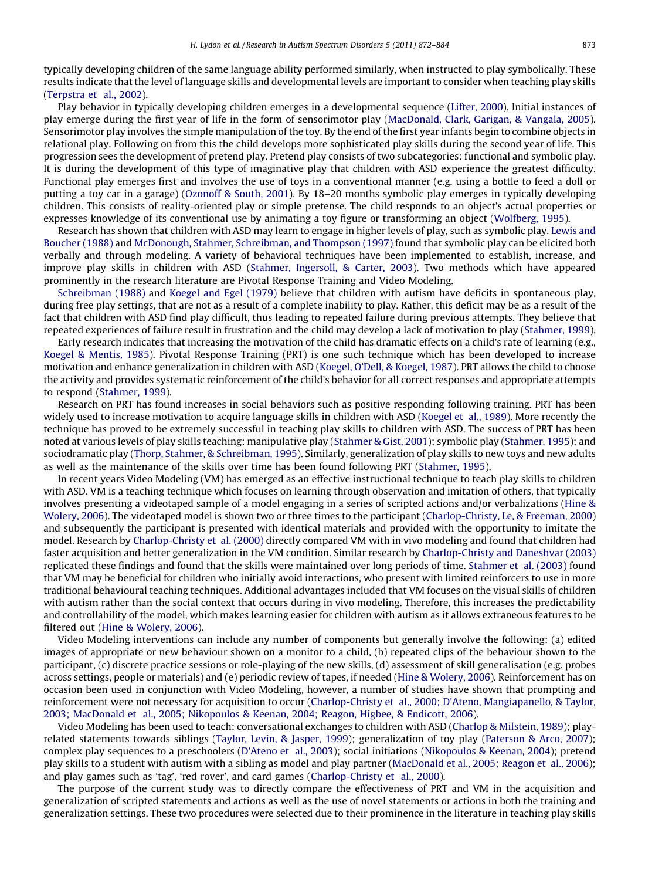typically developing children of the same language ability performed similarly, when instructed to play symbolically. These results indicate that the level of language skills and developmental levels are important to consider when teaching play skills (Terpstra et al., 2002).

Play behavior in typically developing children emerges in a developmental sequence (Lifter, 2000). Initial instances of play emerge during the first year of life in the form of sensorimotor play (MacDonald, Clark, Garigan, & Vangala, 2005). Sensorimotor play involves the simple manipulation of the toy. By the end of the first year infants begin to combine objects in relational play. Following on from this the child develops more sophisticated play skills during the second year of life. This progression sees the development of pretend play. Pretend play consists of two subcategories: functional and symbolic play. It is during the development of this type of imaginative play that children with ASD experience the greatest difficulty. Functional play emerges first and involves the use of toys in a conventional manner (e.g. using a bottle to feed a doll or putting a toy car in a garage) (Ozonoff & South, 2001). By 18–20 months symbolic play emerges in typically developing children. This consists of reality-oriented play or simple pretense. The child responds to an object's actual properties or expresses knowledge of its conventional use by animating a toy figure or transforming an object (Wolfberg, 1995).

Research has shown that children with ASD may learn to engage in higher levels of play, such as symbolic play. Lewis and Boucher (1988) and McDonough, Stahmer, Schreibman, and Thompson (1997) found that symbolic play can be elicited both verbally and through modeling. A variety of behavioral techniques have been implemented to establish, increase, and improve play skills in children with ASD (Stahmer, Ingersoll, & Carter, 2003). Two methods which have appeared prominently in the research literature are Pivotal Response Training and Video Modeling.

Schreibman (1988) and Koegel and Egel (1979) believe that children with autism have deficits in spontaneous play, during free play settings, that are not as a result of a complete inability to play. Rather, this deficit may be as a result of the fact that children with ASD find play difficult, thus leading to repeated failure during previous attempts. They believe that repeated experiences of failure result in frustration and the child may develop a lack of motivation to play (Stahmer, 1999).

Early research indicates that increasing the motivation of the child has dramatic effects on a child's rate of learning (e.g., Koegel & Mentis, 1985). Pivotal Response Training (PRT) is one such technique which has been developed to increase motivation and enhance generalization in children with ASD (Koegel, O'Dell, & Koegel, 1987). PRT allows the child to choose the activity and provides systematic reinforcement of the child's behavior for all correct responses and appropriate attempts to respond (Stahmer, 1999).

Research on PRT has found increases in social behaviors such as positive responding following training. PRT has been widely used to increase motivation to acquire language skills in children with ASD (Koegel et al., 1989). More recently the technique has proved to be extremely successful in teaching play skills to children with ASD. The success of PRT has been noted at various levels of play skills teaching: manipulative play (Stahmer & Gist, 2001); symbolic play (Stahmer, 1995); and sociodramatic play (Thorp, Stahmer, & Schreibman, 1995). Similarly, generalization of play skills to new toys and new adults as well as the maintenance of the skills over time has been found following PRT (Stahmer, 1995).

In recent years Video Modeling (VM) has emerged as an effective instructional technique to teach play skills to children with ASD. VM is a teaching technique which focuses on learning through observation and imitation of others, that typically involves presenting a videotaped sample of a model engaging in a series of scripted actions and/or verbalizations (Hine & Wolery, 2006). The videotaped model is shown two or three times to the participant (Charlop-Christy, Le, & Freeman, 2000) and subsequently the participant is presented with identical materials and provided with the opportunity to imitate the model. Research by Charlop-Christy et al. (2000) directly compared VM with in vivo modeling and found that children had faster acquisition and better generalization in the VM condition. Similar research by Charlop-Christy and Daneshvar (2003) replicated these findings and found that the skills were maintained over long periods of time. Stahmer et al. (2003) found that VM may be beneficial for children who initially avoid interactions, who present with limited reinforcers to use in more traditional behavioural teaching techniques. Additional advantages included that VM focuses on the visual skills of children with autism rather than the social context that occurs during in vivo modeling. Therefore, this increases the predictability and controllability of the model, which makes learning easier for children with autism as it allows extraneous features to be filtered out (Hine & Wolery, 2006).

Video Modeling interventions can include any number of components but generally involve the following: (a) edited images of appropriate or new behaviour shown on a monitor to a child, (b) repeated clips of the behaviour shown to the participant, (c) discrete practice sessions or role-playing of the new skills, (d) assessment of skill generalisation (e.g. probes across settings, people or materials) and (e) periodic review of tapes, if needed (Hine & Wolery, 2006). Reinforcement has on occasion been used in conjunction with Video Modeling, however, a number of studies have shown that prompting and reinforcement were not necessary for acquisition to occur (Charlop-Christy et al., 2000; D'Ateno, Mangiapanello, & Taylor, 2003; MacDonald et al., 2005; Nikopoulos & Keenan, 2004; Reagon, Higbee, & Endicott, 2006).

Video Modeling has been used to teach: conversational exchanges to children with ASD (Charlop & Milstein, 1989); play-related statements towards siblings (Taylor, Levin, & Jasper, 1999); generalization of toy play (Paterson & Arco, 2007); complex play sequences to a preschoolers (D'Ateno et al., 2003); social initiations (Nikopoulos & Keenan, 2004); pretend play skills to a student with autism with a sibling as model and play partner (MacDonald et al., 2005; Reagon et al., 2006); and play games such as 'tag', 'red rover', and card games (Charlop-Christy et al., 2000).

The purpose of the current study was to directly compare the effectiveness of PRT and VM in the acquisition and generalization of scripted statements and actions as well as the use of novel statements or actions in both the training and generalization settings. These two procedures were selected due to their prominence in the literature in teaching play skills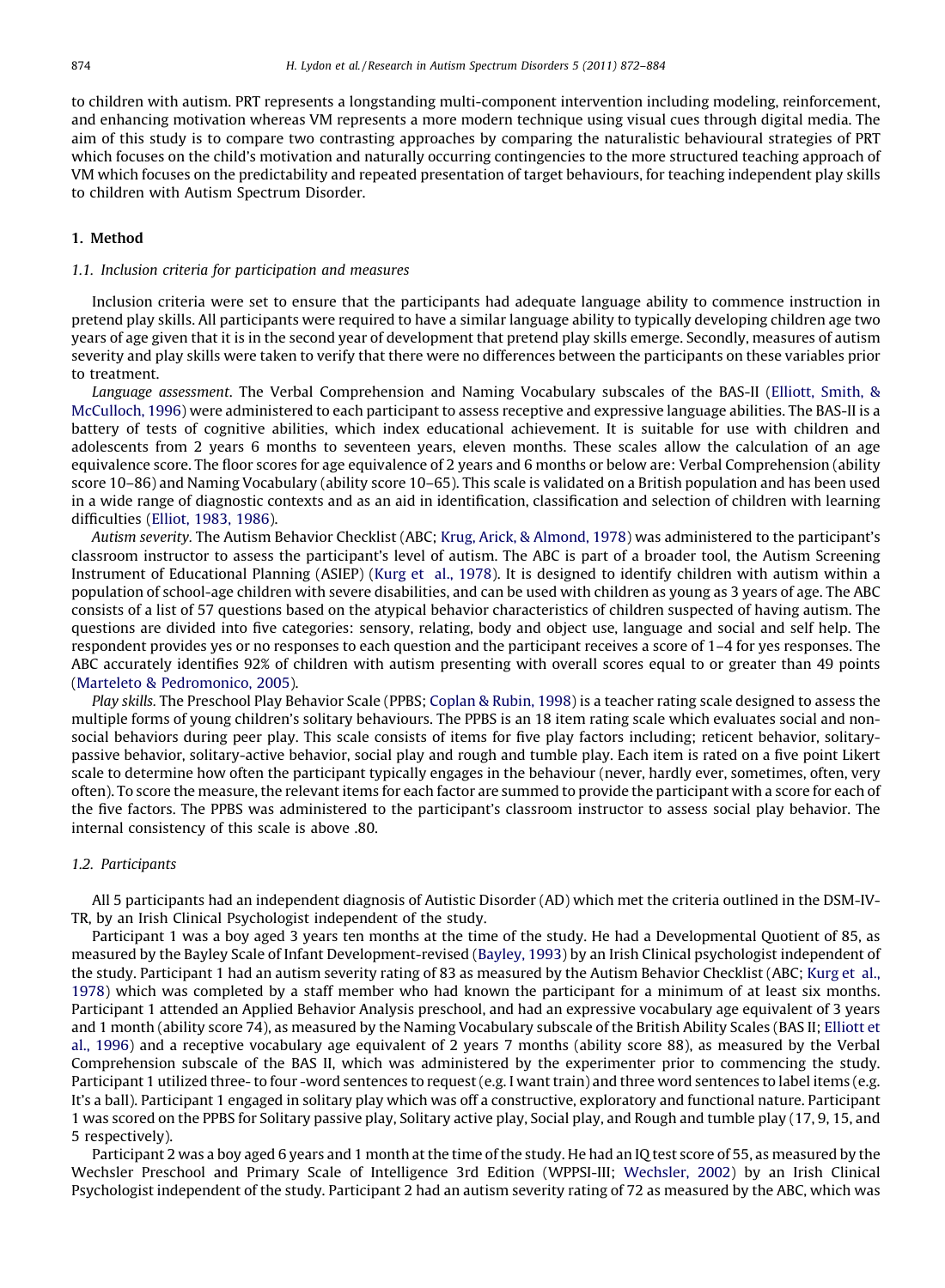to children with autism. PRT represents a longstanding multi-component intervention including modeling, reinforcement, and enhancing motivation whereas VM represents a more modern technique using visual cues through digital media. The aim of this study is to compare two contrasting approaches by comparing the naturalistic behavioural strategies of PRT which focuses on the child's motivation and naturally occurring contingencies to the more structured teaching approach of VM which focuses on the predictability and repeated presentation of target behaviours, for teaching independent play skills to children with Autism Spectrum Disorder.

# 1. Method

## 1.1. Inclusion criteria for participation and measures

Inclusion criteria were set to ensure that the participants had adequate language ability to commence instruction in pretend play skills. All participants were required to have a similar language ability to typically developing children age two years of age given that it is in the second year of development that pretend play skills emerge. Secondly, measures of autism severity and play skills were taken to verify that there were no differences between the participants on these variables prior to treatment.

*Language assessment*. The Verbal Comprehension and Naming Vocabulary subscales of the BAS-II (Elliott, Smith, & McCulloch, 1996) were administered to each participant to assess receptive and expressive language abilities. The BAS-II is a battery of tests of cognitive abilities, which index educational achievement. It is suitable for use with children and adolescents from 2 years 6 months to seventeen years, eleven months. These scales allow the calculation of an age equivalence score. The floor scores for age equivalence of 2 years and 6 months or below are: Verbal Comprehension (ability score 10–86) and Naming Vocabulary (ability score 10–65). This scale is validated on a British population and has been used in a wide range of diagnostic contexts and as an aid in identification, classification and selection of children with learning difficulties (Elliot, 1983, 1986).

*Autism severity*. The Autism Behavior Checklist (ABC; Krug, Arick, & Almond, 1978) was administered to the participant's classroom instructor to assess the participant's level of autism. The ABC is part of a broader tool, the Autism Screening Instrument of Educational Planning (ASIEP) (Kurg et al., 1978). It is designed to identify children with autism within a population of school-age children with severe disabilities, and can be used with children as young as 3 years of age. The ABC consists of a list of 57 questions based on the atypical behavior characteristics of children suspected of having autism. The questions are divided into five categories: sensory, relating, body and object use, language and social and self help. The respondent provides yes or no responses to each question and the participant receives a score of 1–4 for yes responses. The ABC accurately identifies 92% of children with autism presenting with overall scores equal to or greater than 49 points (Marteleto & Pedromonico, 2005).

*Play skills*. The Preschool Play Behavior Scale (PPBS; Coplan & Rubin, 1998) is a teacher rating scale designed to assess the multiple forms of young children's solitary behaviours. The PPBS is an 18 item rating scale which evaluates social and non-social behaviors during peer play. This scale consists of items for five play factors including; reticent behavior, solitary-passive behavior, solitary-active behavior, social play and rough and tumble play. Each item is rated on a five point Likert scale to determine how often the participant typically engages in the behaviour (never, hardly ever, sometimes, often, very often). To score the measure, the relevant items for each factor are summed to provide the participant with a score for each of the five factors. The PPBS was administered to the participant's classroom instructor to assess social play behavior. The internal consistency of this scale is above .80.

## 1.2. Participants

All 5 participants had an independent diagnosis of Autistic Disorder (AD) which met the criteria outlined in the DSM-IV-TR, by an Irish Clinical Psychologist independent of the study.

Participant 1 was a boy aged 3 years ten months at the time of the study. He had a Developmental Quotient of 85, as measured by the Bayley Scale of Infant Development-revised (Bayley, 1993) by an Irish Clinical psychologist independent of the study. Participant 1 had an autism severity rating of 83 as measured by the Autism Behavior Checklist (ABC; Kurg et al., 1978) which was completed by a staff member who had known the participant for a minimum of at least six months. Participant 1 attended an Applied Behavior Analysis preschool, and had an expressive vocabulary age equivalent of 3 years and 1 month (ability score 74), as measured by the Naming Vocabulary subscale of the British Ability Scales (BAS II; Elliott et al., 1996) and a receptive vocabulary age equivalent of 2 years 7 months (ability score 88), as measured by the Verbal Comprehension subscale of the BAS II, which was administered by the experimenter prior to commencing the study. Participant 1 utilized three- to four -word sentences to request (e.g. I want train) and three word sentences to label items (e.g. It's a ball). Participant 1 engaged in solitary play which was off a constructive, exploratory and functional nature. Participant 1 was scored on the PPBS for Solitary passive play, Solitary active play, Social play, and Rough and tumble play (17, 9, 15, and 5 respectively).

Participant 2 was a boy aged 6 years and 1 month at the time of the study. He had an IQ test score of 55, as measured by the Wechsler Preschool and Primary Scale of Intelligence 3rd Edition (WPPSI-III; Wechsler, 2002) by an Irish Clinical Psychologist independent of the study. Participant 2 had an autism severity rating of 72 as measured by the ABC, which was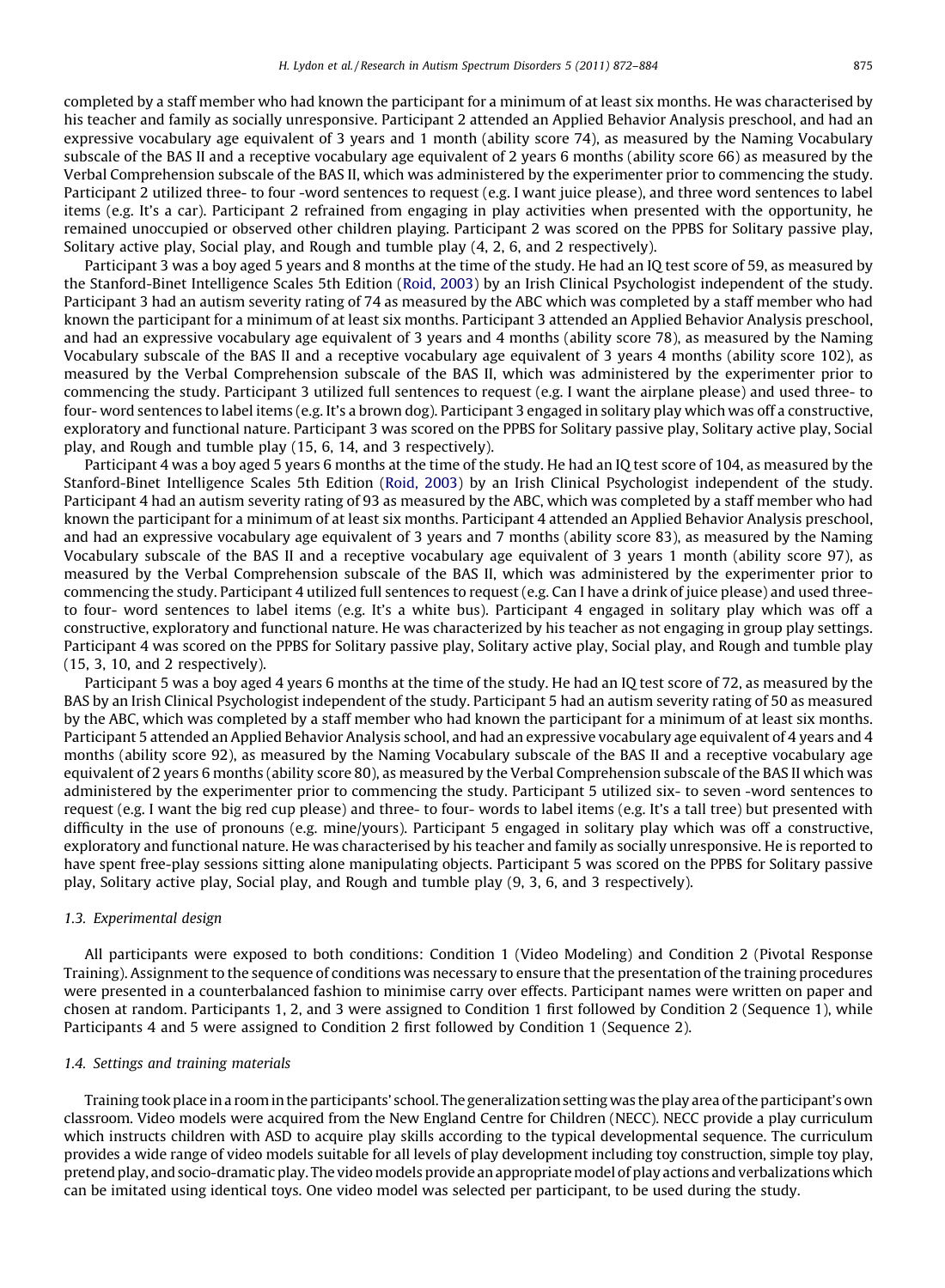completed by a staff member who had known the participant for a minimum of at least six months. He was characterised by his teacher and family as socially unresponsive. Participant 2 attended an Applied Behavior Analysis preschool, and had an expressive vocabulary age equivalent of 3 years and 1 month (ability score 74), as measured by the Naming Vocabulary subscale of the BAS II and a receptive vocabulary age equivalent of 2 years 6 months (ability score 66) as measured by the Verbal Comprehension subscale of the BAS II, which was administered by the experimenter prior to commencing the study. Participant 2 utilized three- to four -word sentences to request (e.g. I want juice please), and three word sentences to label items (e.g. It's a car). Participant 2 refrained from engaging in play activities when presented with the opportunity, he remained unoccupied or observed other children playing. Participant 2 was scored on the PPBS for Solitary passive play, Solitary active play, Social play, and Rough and tumble play (4, 2, 6, and 2 respectively).

Participant 3 was a boy aged 5 years and 8 months at the time of the study. He had an IQ test score of 59, as measured by the Stanford-Binet Intelligence Scales 5th Edition (Roid, 2003) by an Irish Clinical Psychologist independent of the study. Participant 3 had an autism severity rating of 74 as measured by the ABC which was completed by a staff member who had known the participant for a minimum of at least six months. Participant 3 attended an Applied Behavior Analysis preschool, and had an expressive vocabulary age equivalent of 3 years and 4 months (ability score 78), as measured by the Naming Vocabulary subscale of the BAS II and a receptive vocabulary age equivalent of 3 years 4 months (ability score 102), as measured by the Verbal Comprehension subscale of the BAS II, which was administered by the experimenter prior to commencing the study. Participant 3 utilized full sentences to request (e.g. I want the airplane please) and used three- to four- word sentences to label items (e.g. It's a brown dog). Participant 3 engaged in solitary play which was off a constructive, exploratory and functional nature. Participant 3 was scored on the PPBS for Solitary passive play, Solitary active play, Social play, and Rough and tumble play (15, 6, 14, and 3 respectively).

Participant 4 was a boy aged 5 years 6 months at the time of the study. He had an IQ test score of 104, as measured by the Stanford-Binet Intelligence Scales 5th Edition (Roid, 2003) by an Irish Clinical Psychologist independent of the study. Participant 4 had an autism severity rating of 93 as measured by the ABC, which was completed by a staff member who had known the participant for a minimum of at least six months. Participant 4 attended an Applied Behavior Analysis preschool, and had an expressive vocabulary age equivalent of 3 years and 7 months (ability score 83), as measured by the Naming Vocabulary subscale of the BAS II and a receptive vocabulary age equivalent of 3 years 1 month (ability score 97), as measured by the Verbal Comprehension subscale of the BAS II, which was administered by the experimenter prior to commencing the study. Participant 4 utilized full sentences to request (e.g. Can I have a drink of juice please) and used three- to four- word sentences to label items (e.g. It's a white bus). Participant 4 engaged in solitary play which was off a constructive, exploratory and functional nature. He was characterized by his teacher as not engaging in group play settings. Participant 4 was scored on the PPBS for Solitary passive play, Solitary active play, Social play, and Rough and tumble play (15, 3, 10, and 2 respectively).

Participant 5 was a boy aged 4 years 6 months at the time of the study. He had an IQ test score of 72, as measured by the BAS by an Irish Clinical Psychologist independent of the study. Participant 5 had an autism severity rating of 50 as measured by the ABC, which was completed by a staff member who had known the participant for a minimum of at least six months. Participant 5 attended an Applied Behavior Analysis school, and had an expressive vocabulary age equivalent of 4 years and 4 months (ability score 92), as measured by the Naming Vocabulary subscale of the BAS II and a receptive vocabulary age equivalent of 2 years 6 months (ability score 80), as measured by the Verbal Comprehension subscale of the BAS II which was administered by the experimenter prior to commencing the study. Participant 5 utilized six- to seven -word sentences to request (e.g. I want the big red cup please) and three- to four- words to label items (e.g. It's a tall tree) but presented with difficulty in the use of pronouns (e.g. mine/yours). Participant 5 engaged in solitary play which was off a constructive, exploratory and functional nature. He was characterised by his teacher and family as socially unresponsive. He is reported to have spent free-play sessions sitting alone manipulating objects. Participant 5 was scored on the PPBS for Solitary passive play, Solitary active play, Social play, and Rough and tumble play (9, 3, 6, and 3 respectively).

### 1.3. Experimental design

All participants were exposed to both conditions: Condition 1 (Video Modeling) and Condition 2 (Pivotal Response Training). Assignment to the sequence of conditions was necessary to ensure that the presentation of the training procedures were presented in a counterbalanced fashion to minimise carry over effects. Participant names were written on paper and chosen at random. Participants 1, 2, and 3 were assigned to Condition 1 first followed by Condition 2 (Sequence 1), while Participants 4 and 5 were assigned to Condition 2 first followed by Condition 1 (Sequence 2).

### 1.4. Settings and training materials

Training took place in a room in the participants' school. The generalization setting was the play area of the participant's own classroom. Video models were acquired from the New England Centre for Children (NECC). NECC provide a play curriculum which instructs children with ASD to acquire play skills according to the typical developmental sequence. The curriculum provides a wide range of video models suitable for all levels of play development including toy construction, simple toy play, pretend play, and socio-dramatic play. The video models provide an appropriate model of play actions and verbalizations which can be imitated using identical toys. One video model was selected per participant, to be used during the study.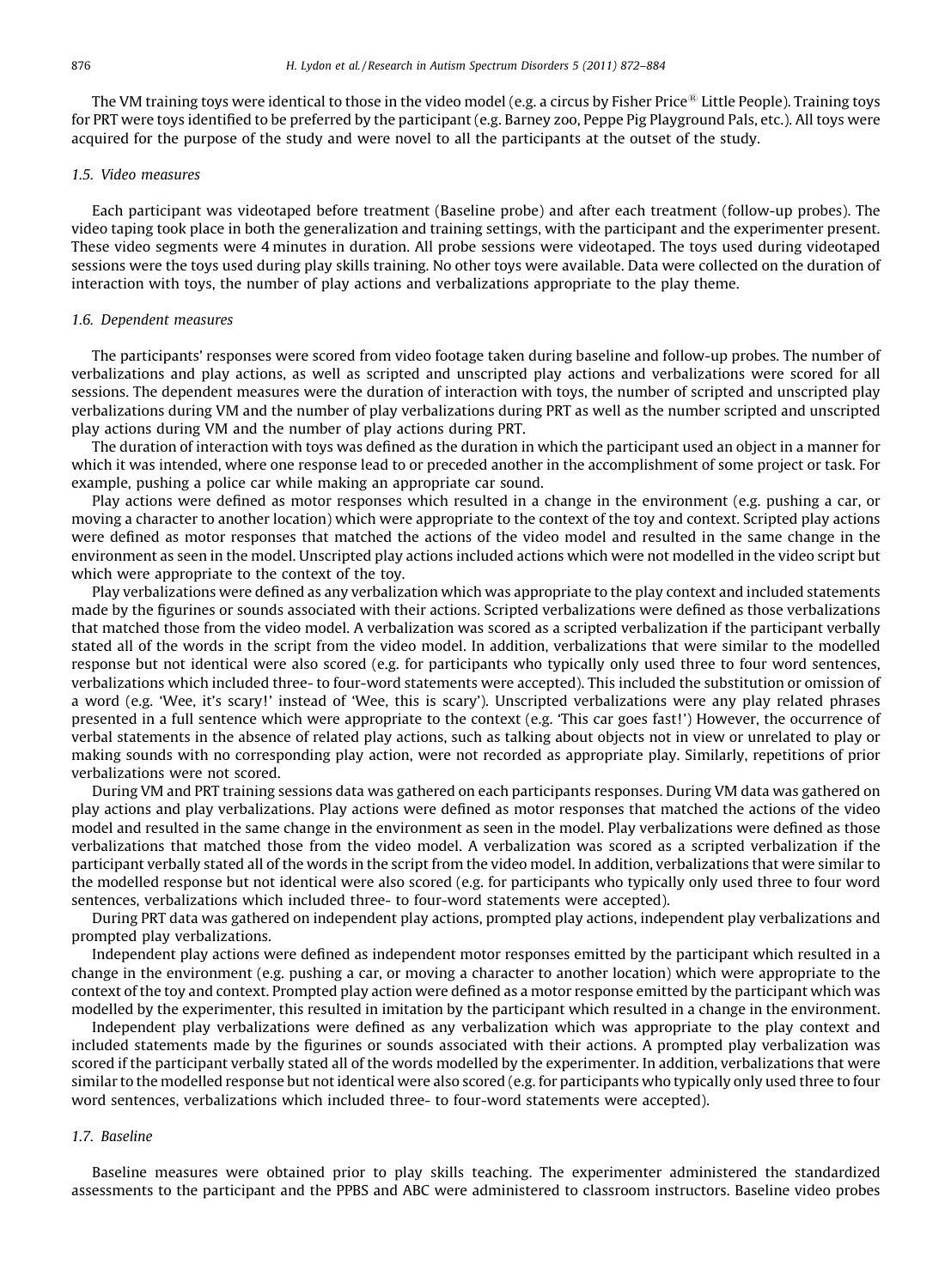The VM training toys were identical to those in the video model (e.g. a circus by Fisher Price® Little People). Training toys for PRT were toys identified to be preferred by the participant (e.g. Barney zoo, Peppe Pig Playground Pals, etc.). All toys were acquired for the purpose of the study and were novel to all the participants at the outset of the study.

### *1.5. Video measures*

Each participant was videotaped before treatment (Baseline probe) and after each treatment (follow-up probes). The video taping took place in both the generalization and training settings, with the participant and the experimenter present. These video segments were 4 minutes in duration. All probe sessions were videotaped. The toys used during videotaped sessions were the toys used during play skills training. No other toys were available. Data were collected on the duration of interaction with toys, the number of play actions and verbalizations appropriate to the play theme.

### *1.6. Dependent measures*

The participants' responses were scored from video footage taken during baseline and follow-up probes. The number of verbalizations and play actions, as well as scripted and unscripted play actions and verbalizations were scored for all sessions. The dependent measures were the duration of interaction with toys, the number of scripted and unscripted play verbalizations during VM and the number of play verbalizations during PRT as well as the number scripted and unscripted play actions during VM and the number of play actions during PRT.

The duration of interaction with toys was defined as the duration in which the participant used an object in a manner for which it was intended, where one response lead to or preceded another in the accomplishment of some project or task. For example, pushing a police car while making an appropriate car sound.

Play actions were defined as motor responses which resulted in a change in the environment (e.g. pushing a car, or moving a character to another location) which were appropriate to the context of the toy and context. Scripted play actions were defined as motor responses that matched the actions of the video model and resulted in the same change in the environment as seen in the model. Unscripted play actions included actions which were not modelled in the video script but which were appropriate to the context of the toy.

Play verbalizations were defined as any verbalization which was appropriate to the play context and included statements made by the figurines or sounds associated with their actions. Scripted verbalizations were defined as those verbalizations that matched those from the video model. A verbalization was scored as a scripted verbalization if the participant verbally stated all of the words in the script from the video model. In addition, verbalizations that were similar to the modelled response but not identical were also scored (e.g. for participants who typically only used three to four word sentences, verbalizations which included three- to four-word statements were accepted). This included the substitution or omission of a word (e.g. 'Wee, it's scary!' instead of 'Wee, this is scary'). Unscripted verbalizations were any play related phrases presented in a full sentence which were appropriate to the context (e.g. 'This car goes fast!') However, the occurrence of verbal statements in the absence of related play actions, such as talking about objects not in view or unrelated to play or making sounds with no corresponding play action, were not recorded as appropriate play. Similarly, repetitions of prior verbalizations were not scored.

During VM and PRT training sessions data was gathered on each participants responses. During VM data was gathered on play actions and play verbalizations. Play actions were defined as motor responses that matched the actions of the video model and resulted in the same change in the environment as seen in the model. Play verbalizations were defined as those verbalizations that matched those from the video model. A verbalization was scored as a scripted verbalization if the participant verbally stated all of the words in the script from the video model. In addition, verbalizations that were similar to the modelled response but not identical were also scored (e.g. for participants who typically only used three to four word sentences, verbalizations which included three- to four-word statements were accepted).

During PRT data was gathered on independent play actions, prompted play actions, independent play verbalizations and prompted play verbalizations.

Independent play actions were defined as independent motor responses emitted by the participant which resulted in a change in the environment (e.g. pushing a car, or moving a character to another location) which were appropriate to the context of the toy and context. Prompted play action were defined as a motor response emitted by the participant which was modelled by the experimenter, this resulted in imitation by the participant which resulted in a change in the environment.

Independent play verbalizations were defined as any verbalization which was appropriate to the play context and included statements made by the figurines or sounds associated with their actions. A prompted play verbalization was scored if the participant verbally stated all of the words modelled by the experimenter. In addition, verbalizations that were similar to the modelled response but not identical were also scored (e.g. for participants who typically only used three to four word sentences, verbalizations which included three- to four-word statements were accepted).

### *1.7. Baseline*

Baseline measures were obtained prior to play skills teaching. The experimenter administered the standardized assessments to the participant and the PPBS and ABC were administered to classroom instructors. Baseline video probes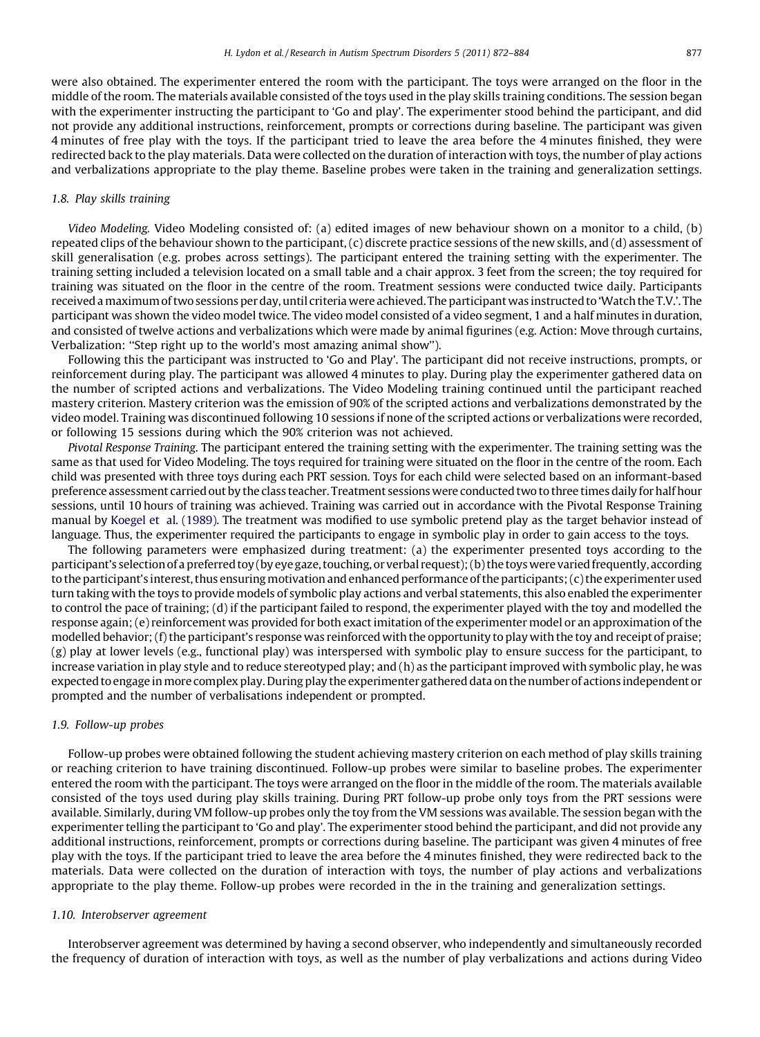were also obtained. The experimenter entered the room with the participant. The toys were arranged on the floor in the middle of the room. The materials available consisted of the toys used in the play skills training conditions. The session began with the experimenter instructing the participant to 'Go and play'. The experimenter stood behind the participant, and did not provide any additional instructions, reinforcement, prompts or corrections during baseline. The participant was given 4 minutes of free play with the toys. If the participant tried to leave the area before the 4 minutes finished, they were redirected back to the play materials. Data were collected on the duration of interaction with toys, the number of play actions and verbalizations appropriate to the play theme. Baseline probes were taken in the training and generalization settings.

### 1.8. Play skills training

*Video Modeling.* Video Modeling consisted of: (a) edited images of new behaviour shown on a monitor to a child, (b) repeated clips of the behaviour shown to the participant, (c) discrete practice sessions of the new skills, and (d) assessment of skill generalisation (e.g. probes across settings). The participant entered the training setting with the experimenter. The training setting included a television located on a small table and a chair approx. 3 feet from the screen; the toy required for training was situated on the floor in the centre of the room. Treatment sessions were conducted twice daily. Participants received a maximum of two sessions per day, until criteria were achieved. The participant was instructed to 'Watch the T.V.'. The participant was shown the video model twice. The video model consisted of a video segment, 1 and a half minutes in duration, and consisted of twelve actions and verbalizations which were made by animal figurines (e.g. Action: Move through curtains, Verbalization: "Step right up to the world's most amazing animal show").

Following this the participant was instructed to 'Go and Play'. The participant did not receive instructions, prompts, or reinforcement during play. The participant was allowed 4 minutes to play. During play the experimenter gathered data on the number of scripted actions and verbalizations. The Video Modeling training continued until the participant reached mastery criterion. Mastery criterion was the emission of 90% of the scripted actions and verbalizations demonstrated by the video model. Training was discontinued following 10 sessions if none of the scripted actions or verbalizations were recorded, or following 15 sessions during which the 90% criterion was not achieved.

*Pivotal Response Training.* The participant entered the training setting with the experimenter. The training setting was the same as that used for Video Modeling. The toys required for training were situated on the floor in the centre of the room. Each child was presented with three toys during each PRT session. Toys for each child were selected based on an informant-based preference assessment carried out by the class teacher. Treatment sessions were conducted two to three times daily for half hour sessions, until 10 hours of training was achieved. Training was carried out in accordance with the Pivotal Response Training manual by Koegel et al. (1989). The treatment was modified to use symbolic pretend play as the target behavior instead of language. Thus, the experimenter required the participants to engage in symbolic play in order to gain access to the toys.

The following parameters were emphasized during treatment: (a) the experimenter presented toys according to the participant's selection of a preferred toy (by eye gaze, touching, or verbal request); (b) the toys were varied frequently, according to the participant's interest, thus ensuring motivation and enhanced performance of the participants; (c) the experimenter used turn taking with the toys to provide models of symbolic play actions and verbal statements, this also enabled the experimenter to control the pace of training; (d) if the participant failed to respond, the experimenter played with the toy and modelled the response again; (e) reinforcement was provided for both exact imitation of the experimenter model or an approximation of the modelled behavior; (f) the participant's response was reinforced with the opportunity to play with the toy and receipt of praise; (g) play at lower levels (e.g., functional play) was interspersed with symbolic play to ensure success for the participant, to increase variation in play style and to reduce stereotyped play; and (h) as the participant improved with symbolic play, he was expected to engage in more complex play. During play the experimenter gathered data on the number of actions independent or prompted and the number of verbalisations independent or prompted.

### 1.9. Follow-up probes

Follow-up probes were obtained following the student achieving mastery criterion on each method of play skills training or reaching criterion to have training discontinued. Follow-up probes were similar to baseline probes. The experimenter entered the room with the participant. The toys were arranged on the floor in the middle of the room. The materials available consisted of the toys used during play skills training. During PRT follow-up probe only toys from the PRT sessions were available. Similarly, during VM follow-up probes only the toy from the VM sessions was available. The session began with the experimenter telling the participant to 'Go and play'. The experimenter stood behind the participant, and did not provide any additional instructions, reinforcement, prompts or corrections during baseline. The participant was given 4 minutes of free play with the toys. If the participant tried to leave the area before the 4 minutes finished, they were redirected back to the materials. Data were collected on the duration of interaction with toys, the number of play actions and verbalizations appropriate to the play theme. Follow-up probes were recorded in the in the training and generalization settings.

### 1.10. Interobserver agreement

Interobserver agreement was determined by having a second observer, who independently and simultaneously recorded the frequency of duration of interaction with toys, as well as the number of play verbalizations and actions during Video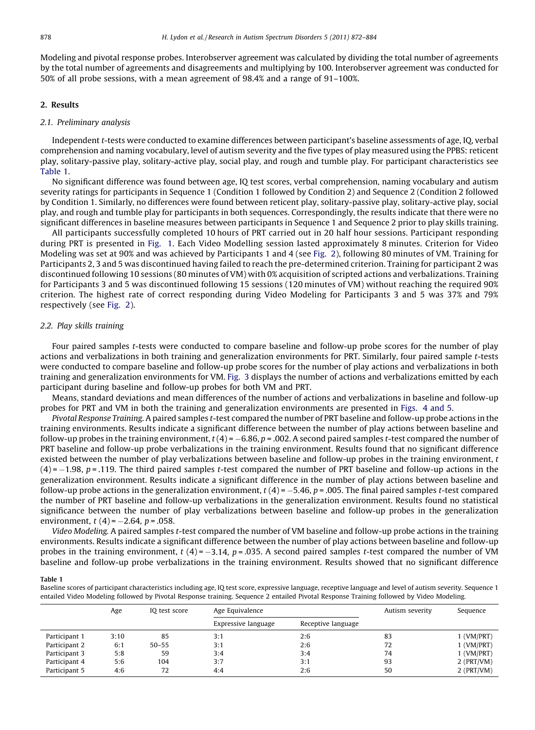Modeling and pivotal response probes. Interobserver agreement was calculated by dividing the total number of agreements by the total number of agreements and disagreements and multiplying by 100. Interobserver agreement was conducted for 50% of all probe sessions, with a mean agreement of 98.4% and a range of 91–100%.

## 2. Results

### 2.1. Preliminary analysis

Independent t-tests were conducted to examine differences between participant's baseline assessments of age, IQ, verbal comprehension and naming vocabulary, level of autism severity and the five types of play measured using the PPBS: reticent play, solitary-passive play, solitary-active play, social play, and rough and tumble play. For participant characteristics see Table 1.

No significant difference was found between age, IQ test scores, verbal comprehension, naming vocabulary and autism severity ratings for participants in Sequence 1 (Condition 1 followed by Condition 2) and Sequence 2 (Condition 2 followed by Condition 1. Similarly, no differences were found between reticent play, solitary-passive play, solitary-active play, social play, and rough and tumble play for participants in both sequences. Correspondingly, the results indicate that there were no significant differences in baseline measures between participants in Sequence 1 and Sequence 2 prior to play skills training.

All participants successfully completed 10 hours of PRT carried out in 20 half hour sessions. Participant responding during PRT is presented in Fig. 1. Each Video Modelling session lasted approximately 8 minutes. Criterion for Video Modeling was set at 90% and was achieved by Participants 1 and 4 (see Fig. 2), following 80 minutes of VM. Training for Participants 2, 3 and 5 was discontinued having failed to reach the pre-determined criterion. Training for participant 2 was discontinued following 10 sessions (80 minutes of VM) with 0% acquisition of scripted actions and verbalizations. Training for Participants 3 and 5 was discontinued following 15 sessions (120 minutes of VM) without reaching the required 90% criterion. The highest rate of correct responding during Video Modeling for Participants 3 and 5 was 37% and 79% respectively (see Fig. 2).

### 2.2. Play skills training

Four paired samples t-tests were conducted to compare baseline and follow-up probe scores for the number of play actions and verbalizations in both training and generalization environments for PRT. Similarly, four paired sample t-tests were conducted to compare baseline and follow-up probe scores for the number of play actions and verbalizations in both training and generalization environments for VM. Fig. 3 displays the number of actions and verbalizations emitted by each participant during baseline and follow-up probes for both VM and PRT.

Means, standard deviations and mean differences of the number of actions and verbalizations in baseline and follow-up probes for PRT and VM in both the training and generalization environments are presented in Figs. 4 and 5.

*Pivotal Response Training.* A paired samples t-test compared the number of PRT baseline and follow-up probe actions in the training environments. Results indicate a significant difference between the number of play actions between baseline and follow-up probes in the training environment, $t(4) = -6.86$, $p = .002$. A second paired samples t-test compared the number of PRT baseline and follow-up probe verbalizations in the training environment. Results found that no significant difference existed between the number of play verbalizations between baseline and follow-up probes in the training environment, $t(4) = -1.98$, $p = .119$. The third paired samples t-test compared the number of PRT baseline and follow-up actions in the generalization environment. Results indicate a significant difference in the number of play actions between baseline and follow-up probe actions in the generalization environment, $t(4) = -5.46$, $p = .005$. The final paired samples t-test compared the number of PRT baseline and follow-up verbalizations in the generalization environment. Results found no statistical significance between the number of play verbalizations between baseline and follow-up probes in the generalization environment, $t(4) = -2.64$, $p = .058$.

*Video Modeling.* A paired samples t-test compared the number of VM baseline and follow-up probe actions in the training environments. Results indicate a significant difference between the number of play actions between baseline and follow-up probes in the training environment, $t(4) = -3.14$, $p = .035$. A second paired samples t-test compared the number of VM baseline and follow-up probe verbalizations in the training environment. Results showed that no significant difference

**Table 1**
Baseline scores of participant characteristics including age, IQ test score, expressive language, receptive language and level of autism severity. Sequence 1 entailed Video Modeling followed by Pivotal Response training. Sequence 2 entailed Pivotal Response Training followed by Video Modeling.

| | Age | IQ test score | Age Equivalence | | Autism severity | Sequence |
|---|---|---|---|---|---|---|
| | | | Expressive language | Receptive language | | |
| Participant 1 | 3:10 | 85 | 3:1 | 2:6 | 83 | 1 (VM/PRT) |
| Participant 2 | 6:1 | 50–55 | 3:1 | 2:6 | 72 | 1 (VM/PRT) |
| Participant 3 | 5:8 | 59 | 3:4 | 3:4 | 74 | 1 (VM/PRT) |
| Participant 4 | 5:6 | 104 | 3:7 | 3:1 | 93 | 2 (PRT/VM) |
| Participant 5 | 4:6 | 72 | 4:4 | 2:6 | 50 | 2 (PRT/VM) |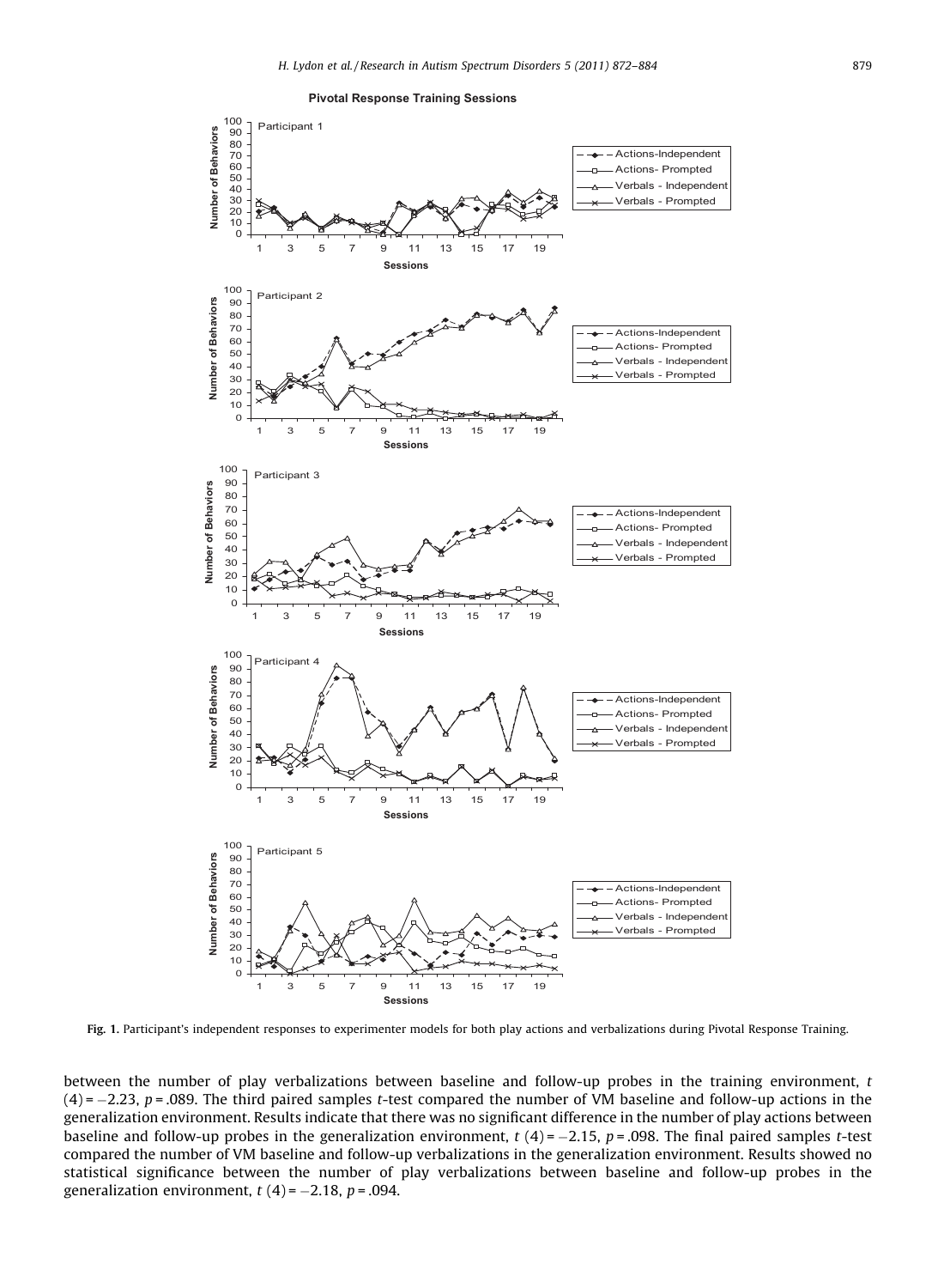**Fig. 1.** Participant's independent responses to experimenter models for both play actions and verbalizations during Pivotal Response Training.

between the number of play verbalizations between baseline and follow-up probes in the training environment, $t(4) = -2.23$, $p = .089$. The third paired samples *t*-test compared the number of VM baseline and follow-up actions in the generalization environment. Results indicate that there was no significant difference in the number of play actions between baseline and follow-up probes in the generalization environment, $t(4) = -2.15$, $p = .098$. The final paired samples *t*-test compared the number of VM baseline and follow-up verbalizations in the generalization environment. Results showed no statistical significance between the number of play verbalizations between baseline and follow-up probes in the generalization environment, $t(4) = -2.18$, $p = .094$.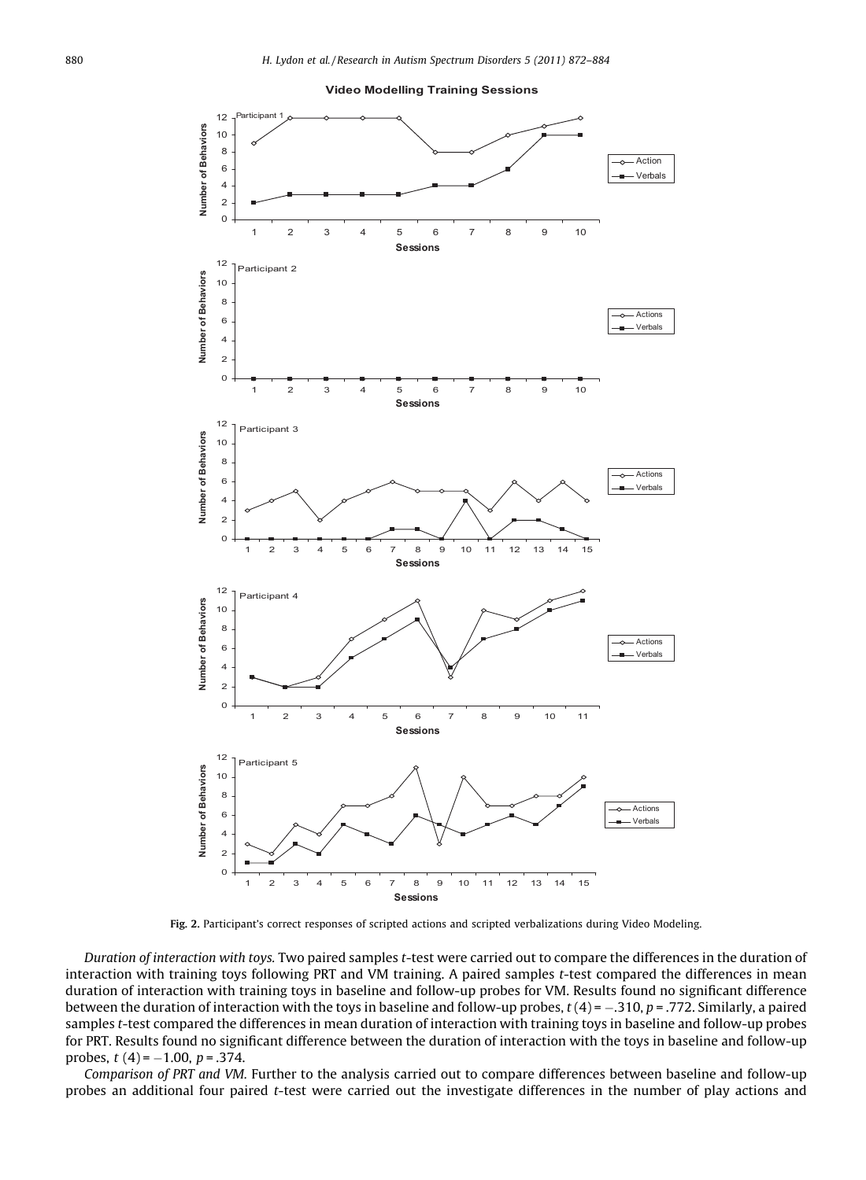**Fig. 2.** Participant's correct responses of scripted actions and scripted verbalizations during Video Modeling.

*Duration of interaction with toys.* Two paired samples *t*-test were carried out to compare the differences in the duration of interaction with training toys following PRT and VM training. A paired samples *t*-test compared the differences in mean duration of interaction with training toys in baseline and follow-up probes for VM. Results found no significant difference between the duration of interaction with the toys in baseline and follow-up probes, $t(4) = -.310$, $p = .772$. Similarly, a paired samples *t*-test compared the differences in mean duration of interaction with training toys in baseline and follow-up probes for PRT. Results found no significant difference between the duration of interaction with the toys in baseline and follow-up probes, $t(4) = -1.00$, $p = .374$.

*Comparison of PRT and VM.* Further to the analysis carried out to compare differences between baseline and follow-up probes an additional four paired *t*-test were carried out the investigate differences in the number of play actions and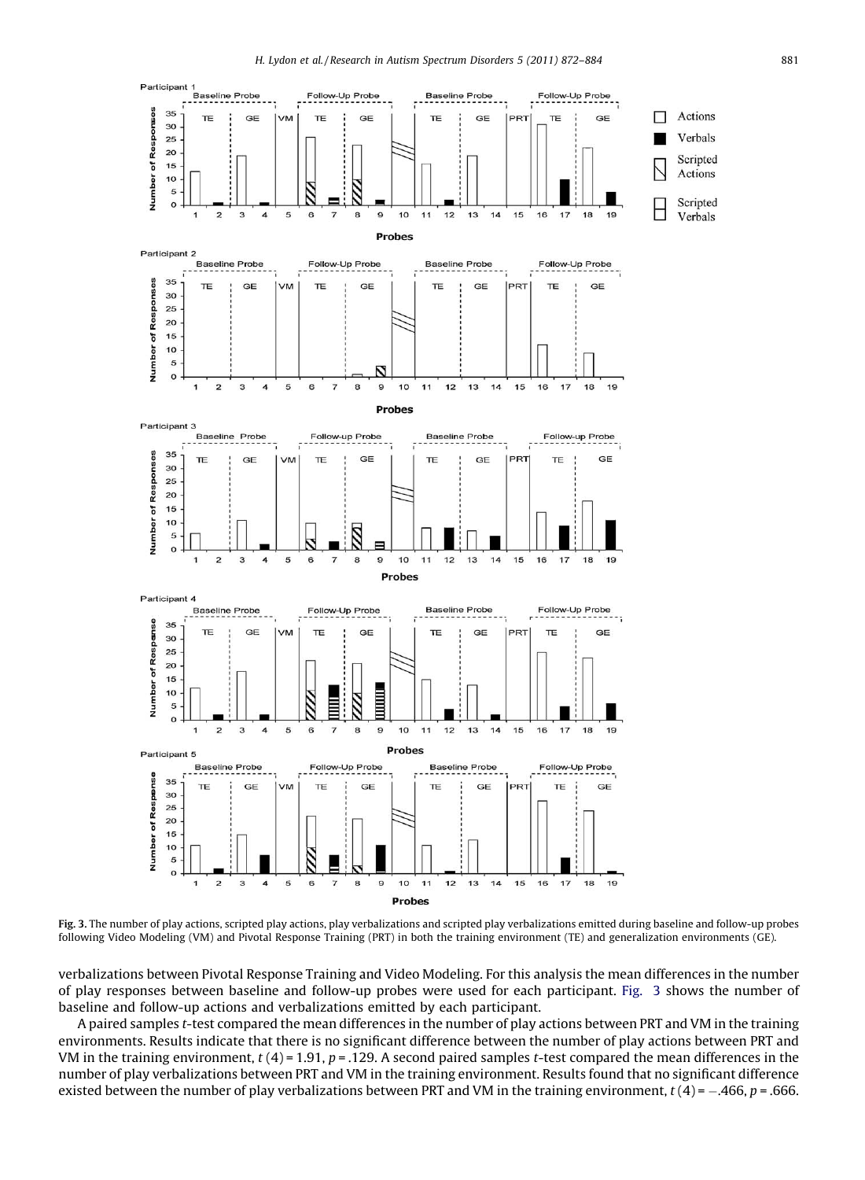Fig. 3. The number of play actions, scripted play actions, play verbalizations and scripted play verbalizations emitted during baseline and follow-up probes following Video Modeling (VM) and Pivotal Response Training (PRT) in both the training environment (TE) and generalization environments (GE).

verbalizations between Pivotal Response Training and Video Modeling. For this analysis the mean differences in the number of play responses between baseline and follow-up probes were used for each participant. Fig. 3 shows the number of baseline and follow-up actions and verbalizations emitted by each participant.

A paired samples *t*-test compared the mean differences in the number of play actions between PRT and VM in the training environments. Results indicate that there is no significant difference between the number of play actions between PRT and VM in the training environment, $t(4) = 1.91$, $p = .129$. A second paired samples *t*-test compared the mean differences in the number of play verbalizations between PRT and VM in the training environment. Results found that no significant difference existed between the number of play verbalizations between PRT and VM in the training environment, $t(4) = -.466$, $p = .666$.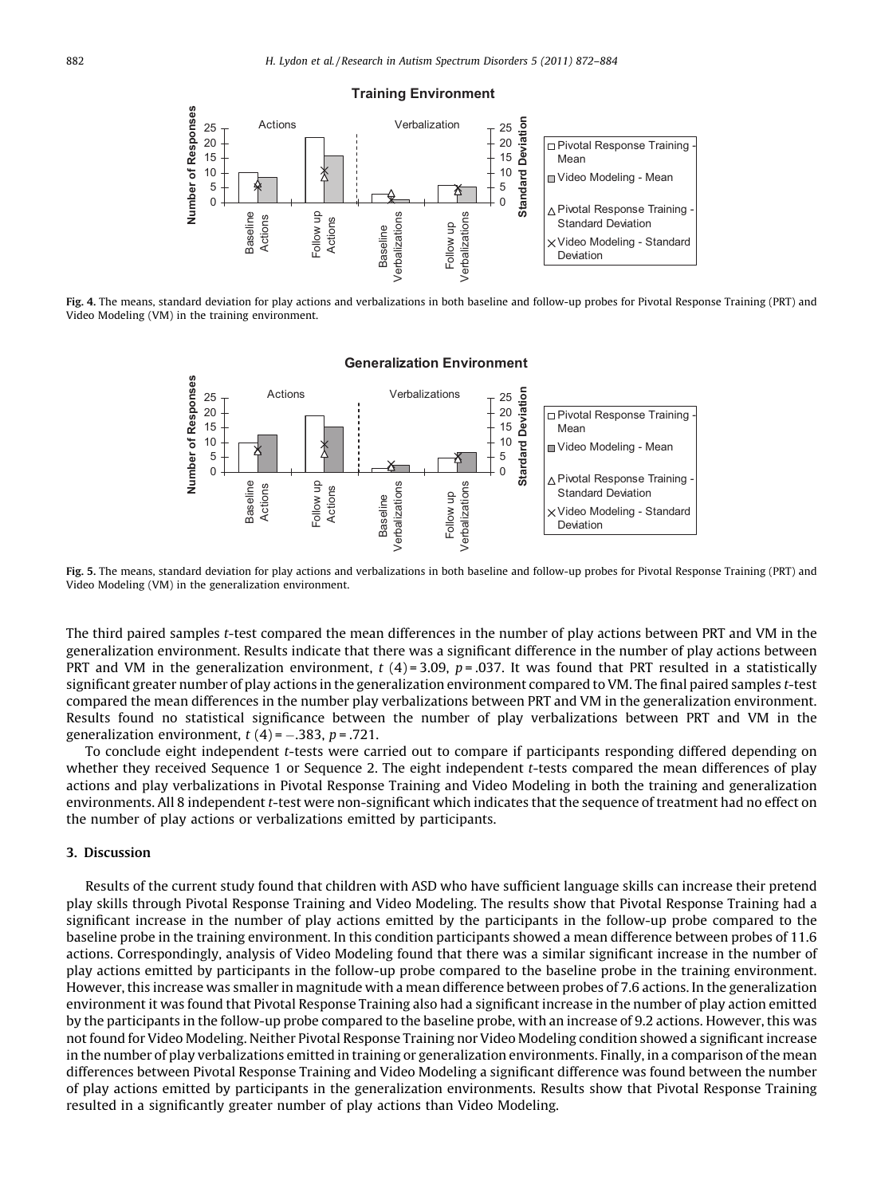Fig. 4. The means, standard deviation for play actions and verbalizations in both baseline and follow-up probes for Pivotal Response Training (PRT) and Video Modeling (VM) in the training environment.

Fig. 5. The means, standard deviation for play actions and verbalizations in both baseline and follow-up probes for Pivotal Response Training (PRT) and Video Modeling (VM) in the generalization environment.

The third paired samples *t*-test compared the mean differences in the number of play actions between PRT and VM in the generalization environment. Results indicate that there was a significant difference in the number of play actions between PRT and VM in the generalization environment, $t\ (4) = 3.09$, $p = .037$. It was found that PRT resulted in a statistically significant greater number of play actions in the generalization environment compared to VM. The final paired samples *t*-test compared the mean differences in the number play verbalizations between PRT and VM in the generalization environment. Results found no statistical significance between the number of play verbalizations between PRT and VM in the generalization environment, $t\ (4) = -.383$, $p = .721$.

To conclude eight independent *t*-tests were carried out to compare if participants responding differed depending on whether they received Sequence 1 or Sequence 2. The eight independent *t*-tests compared the mean differences of play actions and play verbalizations in Pivotal Response Training and Video Modeling in both the training and generalization environments. All 8 independent *t*-test were non-significant which indicates that the sequence of treatment had no effect on the number of play actions or verbalizations emitted by participants.

## 3. Discussion

Results of the current study found that children with ASD who have sufficient language skills can increase their pretend play skills through Pivotal Response Training and Video Modeling. The results show that Pivotal Response Training had a significant increase in the number of play actions emitted by the participants in the follow-up probe compared to the baseline probe in the training environment. In this condition participants showed a mean difference between probes of 11.6 actions. Correspondingly, analysis of Video Modeling found that there was a similar significant increase in the number of play actions emitted by participants in the follow-up probe compared to the baseline probe in the training environment. However, this increase was smaller in magnitude with a mean difference between probes of 7.6 actions. In the generalization environment it was found that Pivotal Response Training also had a significant increase in the number of play action emitted by the participants in the follow-up probe compared to the baseline probe, with an increase of 9.2 actions. However, this was not found for Video Modeling. Neither Pivotal Response Training nor Video Modeling condition showed a significant increase in the number of play verbalizations emitted in training or generalization environments. Finally, in a comparison of the mean differences between Pivotal Response Training and Video Modeling a significant difference was found between the number of play actions emitted by participants in the generalization environments. Results show that Pivotal Response Training resulted in a significantly greater number of play actions than Video Modeling.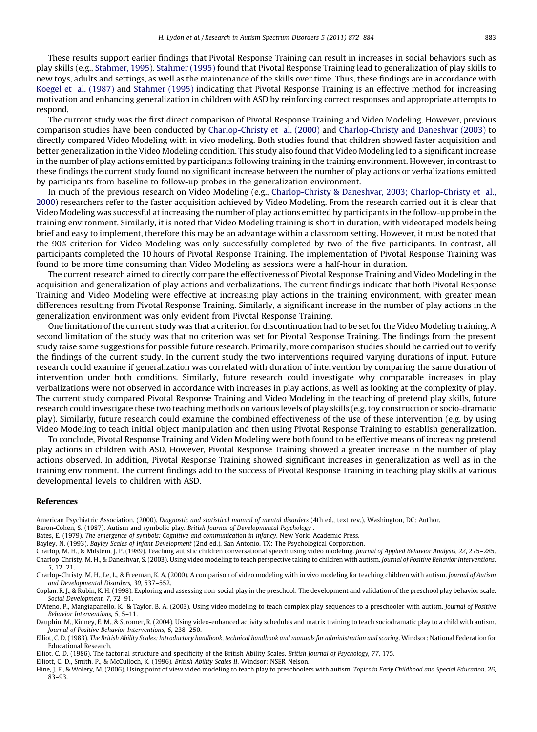These results support earlier findings that Pivotal Response Training can result in increases in social behaviors such as play skills (e.g., Stahmer, 1995). Stahmer (1995) found that Pivotal Response Training lead to generalization of play skills to new toys, adults and settings, as well as the maintenance of the skills over time. Thus, these findings are in accordance with Koegel et al. (1987) and Stahmer (1995) indicating that Pivotal Response Training is an effective method for increasing motivation and enhancing generalization in children with ASD by reinforcing correct responses and appropriate attempts to respond.

The current study was the first direct comparison of Pivotal Response Training and Video Modeling. However, previous comparison studies have been conducted by Charlop-Christy et al. (2000) and Charlop-Christy and Daneshvar (2003) to directly compared Video Modeling with in vivo modeling. Both studies found that children showed faster acquisition and better generalization in the Video Modeling condition. This study also found that Video Modeling led to a significant increase in the number of play actions emitted by participants following training in the training environment. However, in contrast to these findings the current study found no significant increase between the number of play actions or verbalizations emitted by participants from baseline to follow-up probes in the generalization environment.

In much of the previous research on Video Modeling (e.g., Charlop-Christy & Daneshvar, 2003; Charlop-Christy et al., 2000) researchers refer to the faster acquisition achieved by Video Modeling. From the research carried out it is clear that Video Modeling was successful at increasing the number of play actions emitted by participants in the follow-up probe in the training environment. Similarly, it is noted that Video Modeling training is short in duration, with videotaped models being brief and easy to implement, therefore this may be an advantage within a classroom setting. However, it must be noted that the 90% criterion for Video Modeling was only successfully completed by two of the five participants. In contrast, all participants completed the 10 hours of Pivotal Response Training. The implementation of Pivotal Response Training was found to be more time consuming than Video Modeling as sessions were a half-hour in duration.

The current research aimed to directly compare the effectiveness of Pivotal Response Training and Video Modeling in the acquisition and generalization of play actions and verbalizations. The current findings indicate that both Pivotal Response Training and Video Modeling were effective at increasing play actions in the training environment, with greater mean differences resulting from Pivotal Response Training. Similarly, a significant increase in the number of play actions in the generalization environment was only evident from Pivotal Response Training.

One limitation of the current study was that a criterion for discontinuation had to be set for the Video Modeling training. A second limitation of the study was that no criterion was set for Pivotal Response Training. The findings from the present study raise some suggestions for possible future research. Primarily, more comparison studies should be carried out to verify the findings of the current study. In the current study the two interventions required varying durations of input. Future research could examine if generalization was correlated with duration of intervention by comparing the same duration of intervention under both conditions. Similarly, future research could investigate why comparable increases in play verbalizations were not observed in accordance with increases in play actions, as well as looking at the complexity of play. The current study compared Pivotal Response Training and Video Modeling in the teaching of pretend play skills, future research could investigate these two teaching methods on various levels of play skills (e.g. toy construction or socio-dramatic play). Similarly, future research could examine the combined effectiveness of the use of these intervention (e.g. by using Video Modeling to teach initial object manipulation and then using Pivotal Response Training to establish generalization.

To conclude, Pivotal Response Training and Video Modeling were both found to be effective means of increasing pretend play actions in children with ASD. However, Pivotal Response Training showed a greater increase in the number of play actions observed. In addition, Pivotal Response Training showed significant increases in generalization as well as in the training environment. The current findings add to the success of Pivotal Response Training in teaching play skills at various developmental levels to children with ASD.

## References

American Psychiatric Association. (2000). *Diagnostic and statistical manual of mental disorders* (4th ed., text rev.). Washington, DC: Author.

Baron-Cohen, S. (1987). Autism and symbolic play. *British Journal of Developmental Psychology* .

Bates, E. (1979). *The emergence of symbols: Cognitive and communication in infancy*. New York: Academic Press.

Bayley, N. (1993). *Bayley Scales of Infant Development* (2nd ed.). San Antonio, TX: The Psychological Corporation.

Charlop, M. H., & Milstein, J. P. (1989). Teaching autistic children conversational speech using video modeling. *Journal of Applied Behavior Analysis, 22*, 275–285.

Charlop-Christy, M. H., & Daneshvar, S. (2003). Using video modeling to teach perspective taking to children with autism. *Journal of Positive Behavior Interventions, 5*, 12–21.

Charlop-Christy, M. H., Le, L., & Freeman, K. A. (2000). A comparison of video modeling with in vivo modeling for teaching children with autism. *Journal of Autism and Developmental Disorders, 30*, 537–552.

Coplan, R. J., & Rubin, K. H. (1998). Exploring and assessing non-social play in the preschool: The development and validation of the preschool play behavior scale. *Social Development, 7*, 72–91.

D'Ateno, P., Mangiapanello, K., & Taylor, B. A. (2003). Using video modeling to teach complex play sequences to a preschooler with autism. *Journal of Positive Behavior Interventions, 5*, 5–11.

Dauphin, M., Kinney, E. M., & Stromer, R. (2004). Using video-enhanced activity schedules and matrix training to teach sociodramatic play to a child with autism. *Journal of Positive Behavior Interventions, 6*, 238–250.

Elliot, C. D. (1983). *The British Ability Scales: Introductory handbook, technical handbook and manuals for administration and scoring*. Windsor: National Federation for Educational Research.

Elliot, C. D. (1986). The factorial structure and specificity of the British Ability Scales. *British Journal of Psychology, 77*, 175.

Elliott, C. D., Smith, P., & McCulloch, K. (1996). *British Ability Scales II*. Windsor: NSER-Nelson.

Hine, J. F., & Wolery, M. (2006). Using point of view video modeling to teach play to preschoolers with autism. *Topics in Early Childhood and Special Education, 26*, 83–93.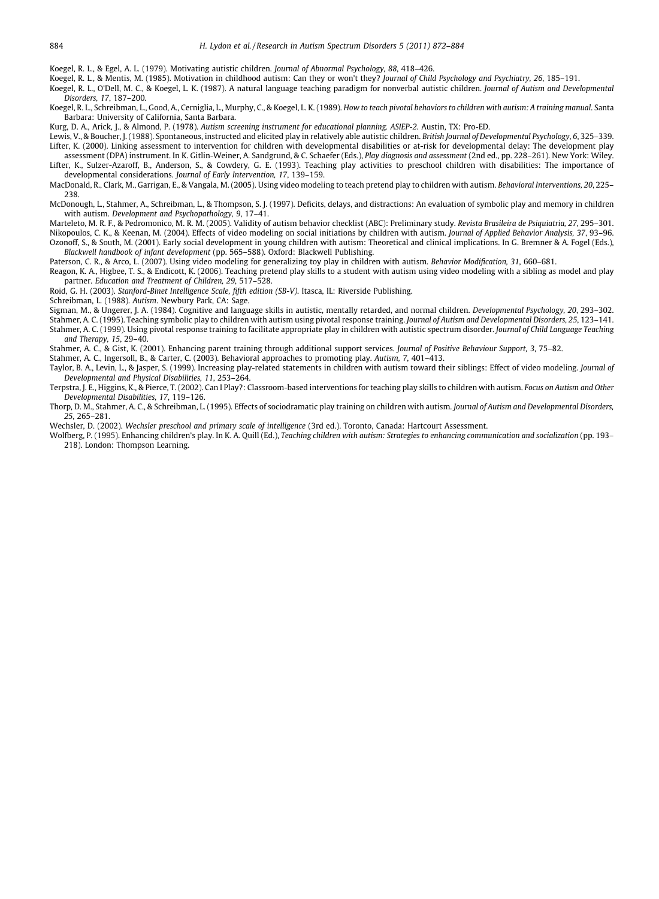Koegel, R. L., & Egel, A. L. (1979). Motivating autistic children. *Journal of Abnormal Psychology, 88*, 418–426.

Koegel, R. L., & Mentis, M. (1985). Motivation in childhood autism: Can they or won't they? *Journal of Child Psychology and Psychiatry, 26*, 185–191.

Koegel, R. L., O'Dell, M. C., & Koegel, L. K. (1987). A natural language teaching paradigm for nonverbal autistic children. *Journal of Autism and Developmental Disorders, 17*, 187–200.

Koegel, R. L., Schreibman, L., Good, A., Cerniglia, L., Murphy, C., & Koegel, L. K. (1989). *How to teach pivotal behaviors to children with autism: A training manual*. Santa Barbara: University of California, Santa Barbara.

Kurg, D. A., Arick, J., & Almond, P. (1978). *Autism screening instrument for educational planning. ASIEP-2*. Austin, TX: Pro-ED.

Lewis, V., & Boucher, J. (1988). Spontaneous, instructed and elicited play in relatively able autistic children. *British Journal of Developmental Psychology, 6*, 325–339.

Lifter, K. (2000). Linking assessment to intervention for children with developmental disabilities or at-risk for developmental delay: The development play assessment (DPA) instrument. In K. Gitlin-Weiner, A. Sandgrund, & C. Schaefer (Eds.), *Play diagnosis and assessment* (2nd ed., pp. 228–261). New York: Wiley.

Lifter, K., Sulzer-Azaroff, B., Anderson, S., & Cowdery, G. E. (1993). Teaching play activities to preschool children with disabilities: The importance of developmental considerations. *Journal of Early Intervention, 17*, 139–159.

MacDonald, R., Clark, M., Garrigan, E., & Vangala, M. (2005). Using video modeling to teach pretend play to children with autism. *Behavioral Interventions, 20*, 225–238.

McDonough, L., Stahmer, A., Schreibman, L., & Thompson, S. J. (1997). Deficits, delays, and distractions: An evaluation of symbolic play and memory in children with autism. *Development and Psychopathology, 9*, 17–41.

Marteleto, M. R. F., & Pedromonico, M. R. M. (2005). Validity of autism behavior checklist (ABC): Preliminary study. *Revista Brasileira de Psiquiatria, 27*, 295–301.

Nikopoulos, C. K., & Keenan, M. (2004). Effects of video modeling on social initiations by children with autism. *Journal of Applied Behavior Analysis, 37*, 93–96.

Ozonoff, S., & South, M. (2001). Early social development in young children with autism: Theoretical and clinical implications. In G. Bremner & A. Fogel (Eds.), *Blackwell handbook of infant development* (pp. 565–588). Oxford: Blackwell Publishing.

Paterson, C. R., & Arco, L. (2007). Using video modeling for generalizing toy play in children with autism. *Behavior Modification, 31*, 660–681.

Reagon, K. A., Higbee, T. S., & Endicott, K. (2006). Teaching pretend play skills to a student with autism using video modeling with a sibling as model and play partner. *Education and Treatment of Children, 29*, 517–528.

Roid, G. H. (2003). *Stanford-Binet Intelligence Scale, fifth edition (SB-V)*. Itasca, IL: Riverside Publishing.

Schreibman, L. (1988). *Autism*. Newbury Park, CA: Sage.

Sigman, M., & Ungerer, J. A. (1984). Cognitive and language skills in autistic, mentally retarded, and normal children. *Developmental Psychology, 20*, 293–302.

Stahmer, A. C. (1995). Teaching symbolic play to children with autism using pivotal response training. *Journal of Autism and Developmental Disorders, 25*, 123–141.

Stahmer, A. C. (1999). Using pivotal response training to facilitate appropriate play in children with autistic spectrum disorder. *Journal of Child Language Teaching and Therapy, 15*, 29–40.

Stahmer, A. C., & Gist, K. (2001). Enhancing parent training through additional support services. *Journal of Positive Behaviour Support, 3*, 75–82.

Stahmer, A. C., Ingersoll, B., & Carter, C. (2003). Behavioral approaches to promoting play. *Autism, 7*, 401–413.

Taylor, B. A., Levin, L., & Jasper, S. (1999). Increasing play-related statements in children with autism toward their siblings: Effect of video modeling. *Journal of Developmental and Physical Disabilities, 11*, 253–264.

Terpstra, J. E., Higgins, K., & Pierce, T. (2002). Can I Play?: Classroom-based interventions for teaching play skills to children with autism. *Focus on Autism and Other Developmental Disabilities, 17*, 119–126.

Thorp, D. M., Stahmer, A. C., & Schreibman, L. (1995). Effects of sociodramatic play training on children with autism. *Journal of Autism and Developmental Disorders, 25*, 265–281.

Wechsler, D. (2002). *Wechsler preschool and primary scale of intelligence* (3rd ed.). Toronto, Canada: Hartcourt Assessment.

Wolfberg, P. (1995). Enhancing children's play. In K. A. Quill (Ed.), *Teaching children with autism: Strategies to enhancing communication and socialization* (pp. 193–218). London: Thompson Learning.